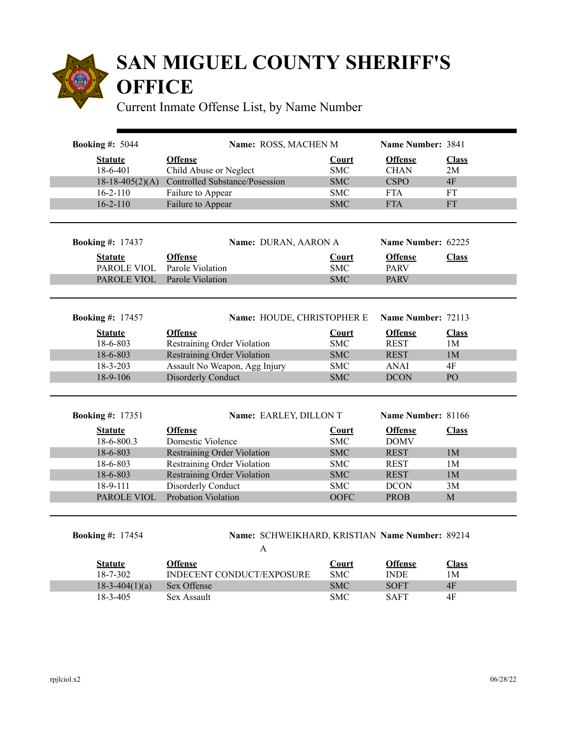# SAN MIGUEL COUNTY SHERIFF'S OFFICE

Current Inmate Offense List, by Name Number

**Booking #:** 5044 **Name:** ROSS, MACHEN M **Name Number:** 3841

| Statute | Offense | Court | Offense | Class |
|---|---|---|---|---|
| 18-6-401 | Child Abuse or Neglect | SMC | CHAN | 2M |
| 18-18-405(2)(A) | Controlled Substance/Posession | SMC | CSPO | 4F |
| 16-2-110 | Failure to Appear | SMC | FTA | FT |
| 16-2-110 | Failure to Appear | SMC | FTA | FT |

**Booking #:** 17437 **Name:** DURAN, AARON A **Name Number:** 62225

| Statute | Offense | Court | Offense | Class |
|---|---|---|---|---|
| PAROLE VIOL | Parole Violation | SMC | PARV | |
| PAROLE VIOL | Parole Violation | SMC | PARV | |

**Booking #:** 17457 **Name:** HOUDE, CHRISTOPHER E **Name Number:** 72113

| Statute | Offense | Court | Offense | Class |
|---|---|---|---|---|
| 18-6-803 | Restraining Order Violation | SMC | REST | 1M |
| 18-6-803 | Restraining Order Violation | SMC | REST | 1M |
| 18-3-203 | Assault No Weapon, Agg Injury | SMC | ANAI | 4F |
| 18-9-106 | Disorderly Conduct | SMC | DCON | PO |

**Booking #:** 17351 **Name:** EARLEY, DILLON T **Name Number:** 81166

| Statute | Offense | Court | Offense | Class |
|---|---|---|---|---|
| 18-6-800.3 | Domestic Violence | SMC | DOMV | |
| 18-6-803 | Restraining Order Violation | SMC | REST | 1M |
| 18-6-803 | Restraining Order Violation | SMC | REST | 1M |
| 18-6-803 | Restraining Order Violation | SMC | REST | 1M |
| 18-9-111 | Disorderly Conduct | SMC | DCON | 3M |
| PAROLE VIOL | Probation Violation | OOFC | PROB | M |

**Booking #:** 17454 **Name:** SCHWEIKHARD, KRISTIAN A **Name Number:** 89214

| Statute | Offense | Court | Offense | Class |
|---|---|---|---|---|
| 18-7-302 | INDECENT CONDUCT/EXPOSURE | SMC | INDE | 1M |
| 18-3-404(1)(a) | Sex Offense | SMC | SOFT | 4F |
| 18-3-405 | Sex Assault | SMC | SAFT | 4F |

rpjlciol.x2 06/28/22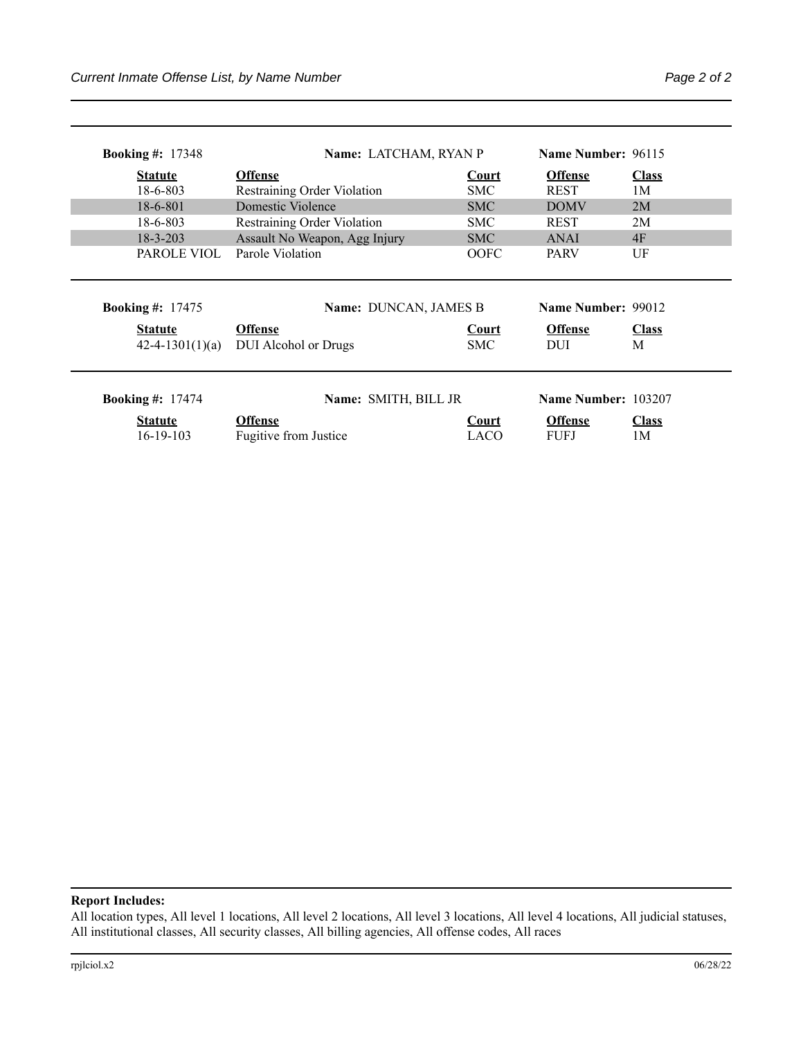**Booking #:** 17348 **Name:** LATCHAM, RYAN P **Name Number:** 96115

| Statute | Offense | Court | Offense | Class |
|---|---|---|---|---|
| 18-6-803 | Restraining Order Violation | SMC | REST | 1M |
| 18-6-801 | Domestic Violence | SMC | DOMV | 2M |
| 18-6-803 | Restraining Order Violation | SMC | REST | 2M |
| 18-3-203 | Assault No Weapon, Agg Injury | SMC | ANAI | 4F |
| PAROLE VIOL | Parole Violation | OOFC | PARV | UF |

**Booking #:** 17475 **Name:** DUNCAN, JAMES B **Name Number:** 99012

| Statute | Offense | Court | Offense | Class |
|---|---|---|---|---|
| 42-4-1301(1)(a) | DUI Alcohol or Drugs | SMC | DUI | M |

**Booking #:** 17474 **Name:** SMITH, BILL JR **Name Number:** 103207

| Statute | Offense | Court | Offense | Class |
|---|---|---|---|---|
| 16-19-103 | Fugitive from Justice | LACO | FUFJ | 1M |

**Report Includes:**

All location types, All level 1 locations, All level 2 locations, All level 3 locations, All level 4 locations, All judicial statuses, All institutional classes, All security classes, All billing agencies, All offense codes, All races

rpjlciol.x2 06/28/22